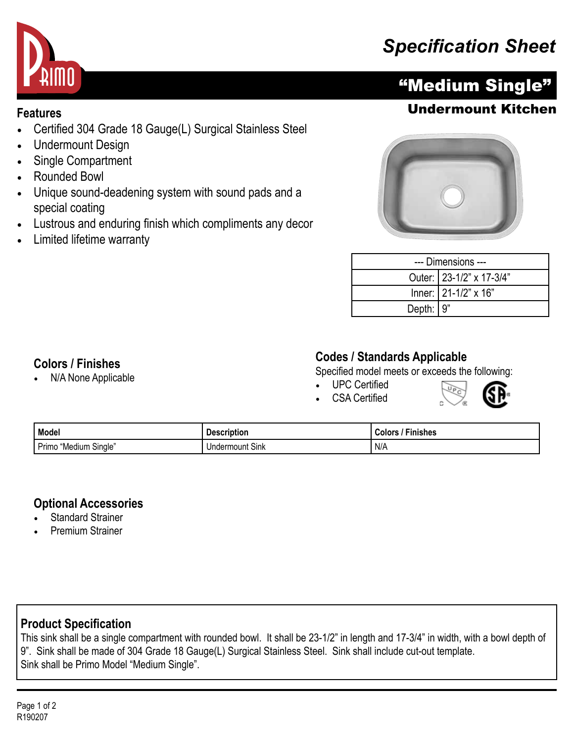# Specification Sheet

## "Medium Single"

### Undermount Kitchen

## Features

- Certified 304 Grade 18 Gauge(L) Surgical Stainless Steel
- Undermount Design
- Single Compartment
- Rounded Bowl
- Unique sound-deadening system with sound pads and a special coating
- Lustrous and enduring finish which compliments any decor
- Limited lifetime warranty

| --- Dimensions --- | |
|---|---|
| Outer: | 23-1/2" x 17-3/4" |
| Inner: | 21-1/2" x 16" |
| Depth: | 9" |

## Colors / Finishes

- N/A None Applicable

## Codes / Standards Applicable

Specified model meets or exceeds the following:

- UPC Certified
- CSA Certified

| Model | Description | Colors / Finishes |
|---|---|---|
| Primo "Medium Single" | Undermount Sink | N/A |

## Optional Accessories

- Standard Strainer
- Premium Strainer

## Product Specification

This sink shall be a single compartment with rounded bowl. It shall be 23-1/2" in length and 17-3/4" in width, with a bowl depth of 9". Sink shall be made of 304 Grade 18 Gauge(L) Surgical Stainless Steel. Sink shall include cut-out template.
Sink shall be Primo Model "Medium Single".

R190207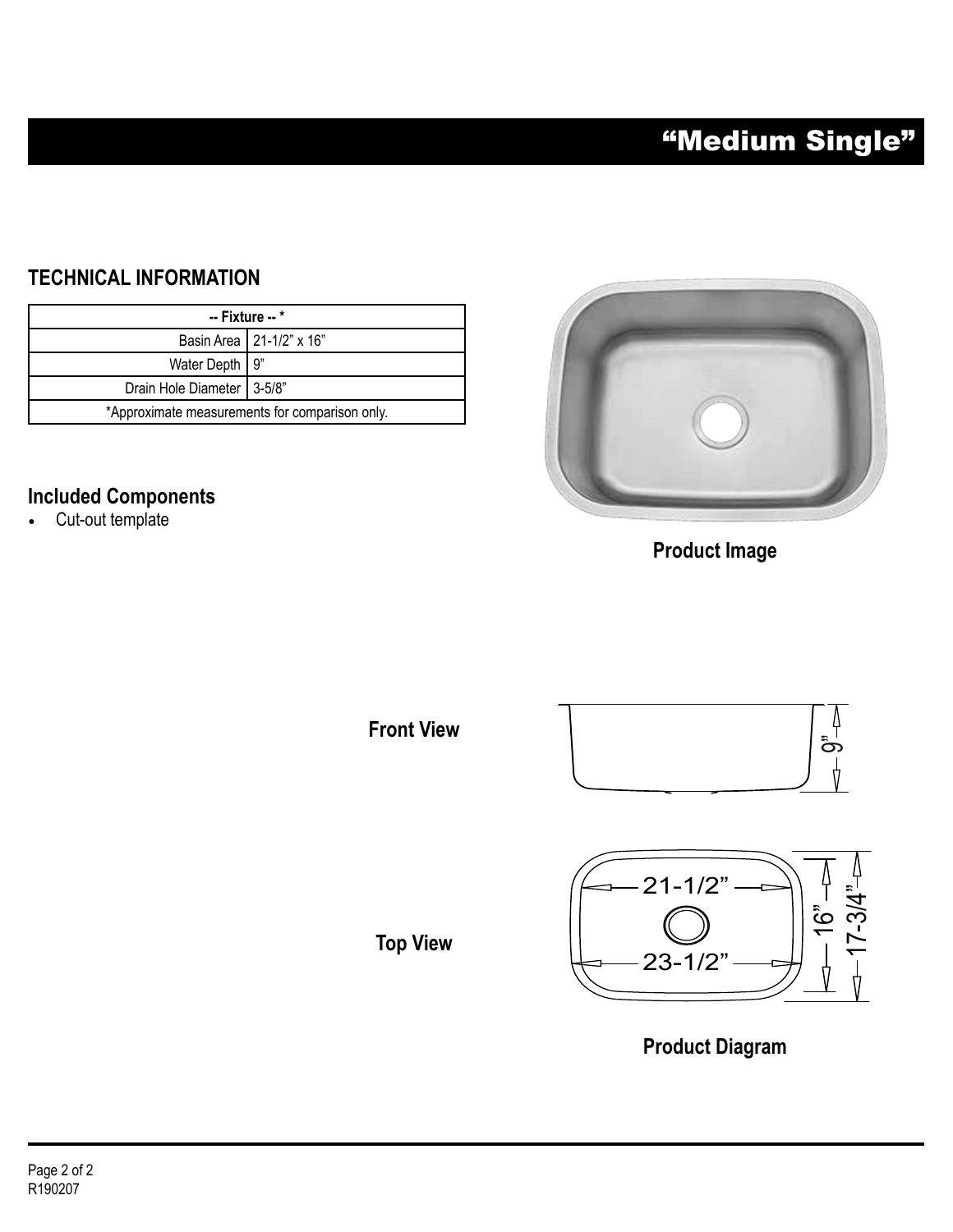# "Medium Single"

## TECHNICAL INFORMATION

| -- Fixture -- * | |
|---|---|
| Basin Area | 21-1/2" x 16" |
| Water Depth | 9" |
| Drain Hole Diameter | 3-5/8" |
| *Approximate measurements for comparison only. | |

## Included Components

- Cut-out template

**Product Image**

**Front View**

9"

**Top View**

21-1/2"

23-1/2"

16"

17-3/4"

**Product Diagram**

R190207